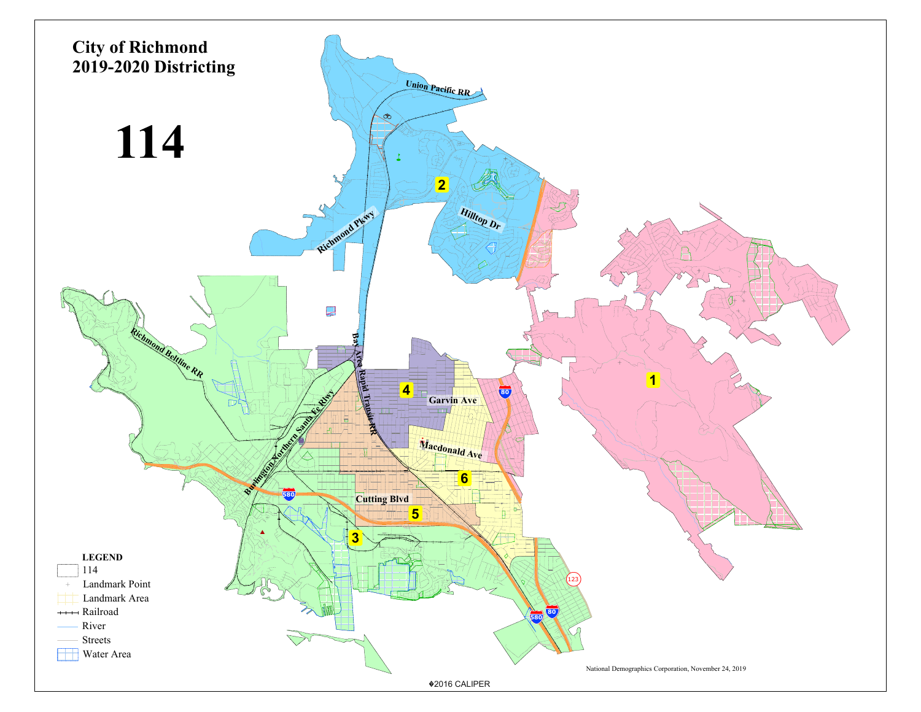# City of Richmond
# 2019-2020 Districting

# 114

Union Pacific RR

2

Hilltop Dr

Richmond Pkwy

Richmond Beltline RR

Bay Area Rapid Transit RR

4

Garvin Ave

80

1

Burlington Northern Santa Fe Rlwy

Macdonald Ave

6

580

Cutting Blvd

5

3

123

580

80

**LEGEND**

- 114
- Landmark Point
- Landmark Area
- Railroad
- River
- Streets
- Water Area

National Demographics Corporation, November 24, 2019

©2016 CALIPER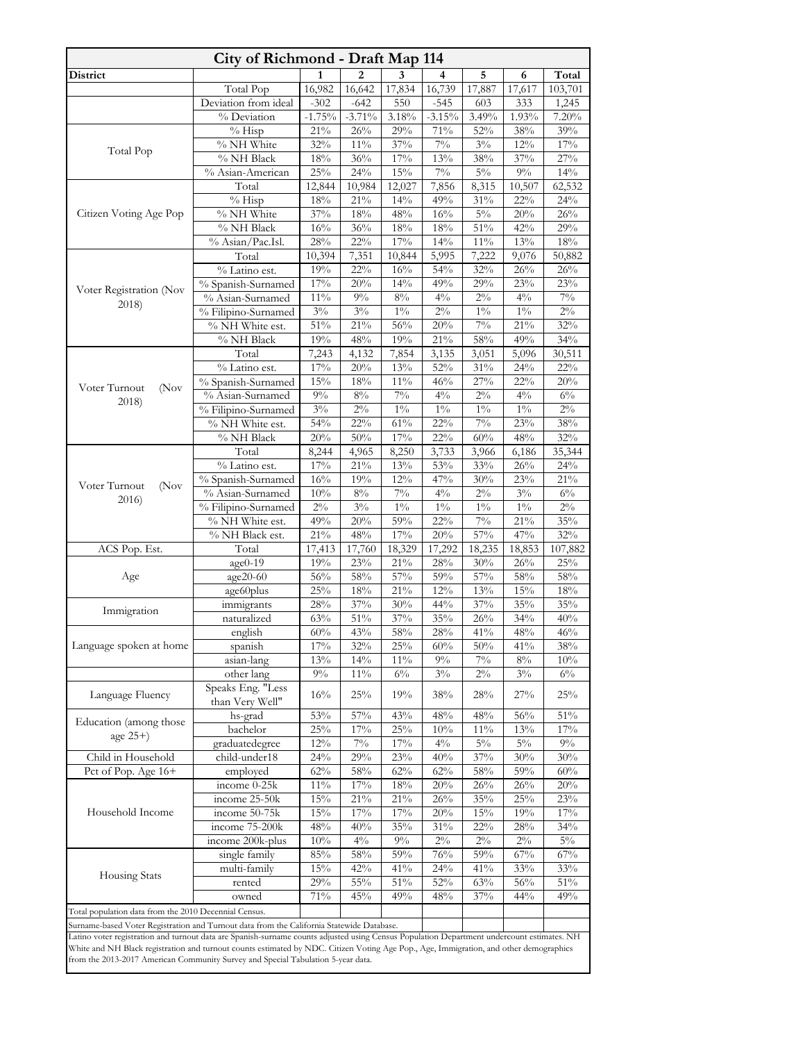# City of Richmond - Draft Map 114

| District | | 1 | 2 | 3 | 4 | 5 | 6 | Total |
|---|---|---|---|---|---|---|---|---|
| | Total Pop | 16,982 | 16,642 | 17,834 | 16,739 | 17,887 | 17,617 | 103,701 |
| | Deviation from ideal | -302 | -642 | 550 | -545 | 603 | 333 | 1,245 |
| | % Deviation | -1.75% | -3.71% | 3.18% | -3.15% | 3.49% | 1.93% | 7.20% |
| Total Pop | % Hisp | 21% | 26% | 29% | 71% | 52% | 38% | 39% |
| | % NH White | 32% | 11% | 37% | 7% | 3% | 12% | 17% |
| | % NH Black | 18% | 36% | 17% | 13% | 38% | 37% | 27% |
| | % Asian-American | 25% | 24% | 15% | 7% | 5% | 9% | 14% |
| Citizen Voting Age Pop | Total | 12,844 | 10,984 | 12,027 | 7,856 | 8,315 | 10,507 | 62,532 |
| | % Hisp | 18% | 21% | 14% | 49% | 31% | 22% | 24% |
| | % NH White | 37% | 18% | 48% | 16% | 5% | 20% | 26% |
| | % NH Black | 16% | 36% | 18% | 18% | 51% | 42% | 29% |
| | % Asian/Pac.Isl. | 28% | 22% | 17% | 14% | 11% | 13% | 18% |
| Voter Registration (Nov 2018) | Total | 10,394 | 7,351 | 10,844 | 5,995 | 7,222 | 9,076 | 50,882 |
| | % Latino est. | 19% | 22% | 16% | 54% | 32% | 26% | 26% |
| | % Spanish-Surnamed | 17% | 20% | 14% | 49% | 29% | 23% | 23% |
| | % Asian-Surnamed | 11% | 9% | 8% | 4% | 2% | 4% | 7% |
| | % Filipino-Surnamed | 3% | 3% | 1% | 2% | 1% | 1% | 2% |
| | % NH White est. | 51% | 21% | 56% | 20% | 7% | 21% | 32% |
| | % NH Black | 19% | 48% | 19% | 21% | 58% | 49% | 34% |
| Voter Turnout (Nov 2018) | Total | 7,243 | 4,132 | 7,854 | 3,135 | 3,051 | 5,096 | 30,511 |
| | % Latino est. | 17% | 20% | 13% | 52% | 31% | 24% | 22% |
| | % Spanish-Surnamed | 15% | 18% | 11% | 46% | 27% | 22% | 20% |
| | % Asian-Surnamed | 9% | 8% | 7% | 4% | 2% | 4% | 6% |
| | % Filipino-Surnamed | 3% | 2% | 1% | 1% | 1% | 1% | 2% |
| | % NH White est. | 54% | 22% | 61% | 22% | 7% | 23% | 38% |
| | % NH Black | 20% | 50% | 17% | 22% | 60% | 48% | 32% |
| Voter Turnout (Nov 2016) | Total | 8,244 | 4,965 | 8,250 | 3,733 | 3,966 | 6,186 | 35,344 |
| | % Latino est. | 17% | 21% | 13% | 53% | 33% | 26% | 24% |
| | % Spanish-Surnamed | 16% | 19% | 12% | 47% | 30% | 23% | 21% |
| | % Asian-Surnamed | 10% | 8% | 7% | 4% | 2% | 3% | 6% |
| | % Filipino-Surnamed | 2% | 3% | 1% | 1% | 1% | 1% | 2% |
| | % NH White est. | 49% | 20% | 59% | 22% | 7% | 21% | 35% |
| | % NH Black est. | 21% | 48% | 17% | 20% | 57% | 47% | 32% |
| ACS Pop. Est. | Total | 17,413 | 17,760 | 18,329 | 17,292 | 18,235 | 18,853 | 107,882 |
| Age | age0-19 | 19% | 23% | 21% | 28% | 30% | 26% | 25% |
| | age20-60 | 56% | 58% | 57% | 59% | 57% | 58% | 58% |
| | age60plus | 25% | 18% | 21% | 12% | 13% | 15% | 18% |
| Immigration | immigrants | 28% | 37% | 30% | 44% | 37% | 35% | 35% |
| | naturalized | 63% | 51% | 37% | 35% | 26% | 34% | 40% |
| Language spoken at home | english | 60% | 43% | 58% | 28% | 41% | 48% | 46% |
| | spanish | 17% | 32% | 25% | 60% | 50% | 41% | 38% |
| | asian-lang | 13% | 14% | 11% | 9% | 7% | 8% | 10% |
| | other lang | 9% | 11% | 6% | 3% | 2% | 3% | 6% |
| Language Fluency | Speaks Eng. "Less than Very Well" | 16% | 25% | 19% | 38% | 28% | 27% | 25% |
| Education (among those age 25+) | hs-grad | 53% | 57% | 43% | 48% | 48% | 56% | 51% |
| | bachelor | 25% | 17% | 25% | 10% | 11% | 13% | 17% |
| | graduatedegree | 12% | 7% | 17% | 4% | 5% | 5% | 9% |
| Child in Household | child-under18 | 24% | 29% | 23% | 40% | 37% | 30% | 30% |
| Pct of Pop. Age 16+ | employed | 62% | 58% | 62% | 62% | 58% | 59% | 60% |
| Household Income | income 0-25k | 11% | 17% | 18% | 20% | 26% | 26% | 20% |
| | income 25-50k | 15% | 21% | 21% | 26% | 35% | 25% | 23% |
| | income 50-75k | 15% | 17% | 17% | 20% | 15% | 19% | 17% |
| | income 75-200k | 48% | 40% | 35% | 31% | 22% | 28% | 34% |
| | income 200k-plus | 10% | 4% | 9% | 2% | 2% | 2% | 5% |
| Housing Stats | single family | 85% | 58% | 59% | 76% | 59% | 67% | 67% |
| | multi-family | 15% | 42% | 41% | 24% | 41% | 33% | 33% |
| | rented | 29% | 55% | 51% | 52% | 63% | 56% | 51% |
| | owned | 71% | 45% | 49% | 48% | 37% | 44% | 49% |

Total population data from the 2010 Decennial Census.

Surname-based Voter Registration and Turnout data from the California Statewide Database.

Latino voter registration and turnout data are Spanish-surname counts adjusted using Census Population Department undercount estimates. NH White and NH Black registration and turnout counts estimated by NDC. Citizen Voting Age Pop., Age, Immigration, and other demographics from the 2013-2017 American Community Survey and Special Tabulation 5-year data.